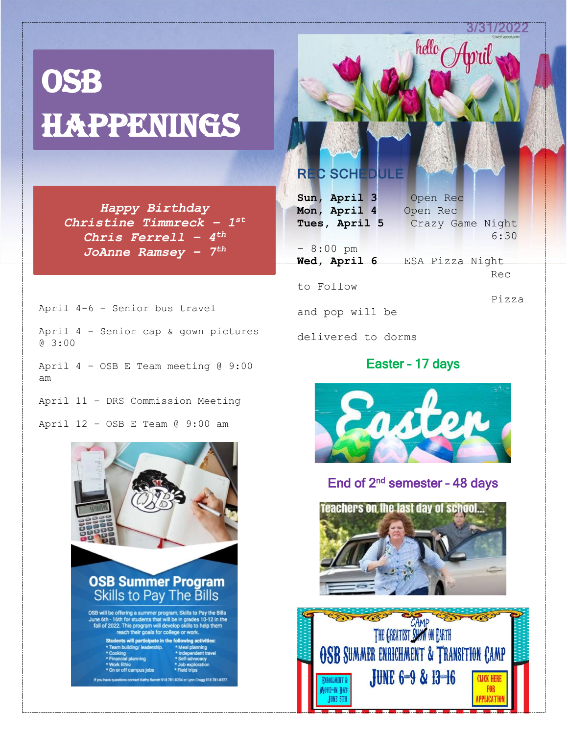3/31/2022

# OSB HAPPENINGS

*Happy Birthday*
*Christine Timmreck – 1st*
*Chris Ferrell – 4th*
*JoAnne Ramsey – 7th*

April 4-6 – Senior bus travel

April 4 – Senior cap & gown pictures @ 3:00

April 4 – OSB E Team meeting @ 9:00 am

April 11 – DRS Commission Meeting

April 12 – OSB E Team @ 9:00 am

## REC SCHEDULE

**Sun, April 3** Open Rec
**Mon, April 4** Open Rec
**Tues, April 5** Crazy Game Night 6:30 – 8:00 pm
**Wed, April 6** ESA Pizza Night Rec to Follow Pizza and pop will be delivered to dorms

**Easter - 17 days**

**End of 2nd semester - 48 days**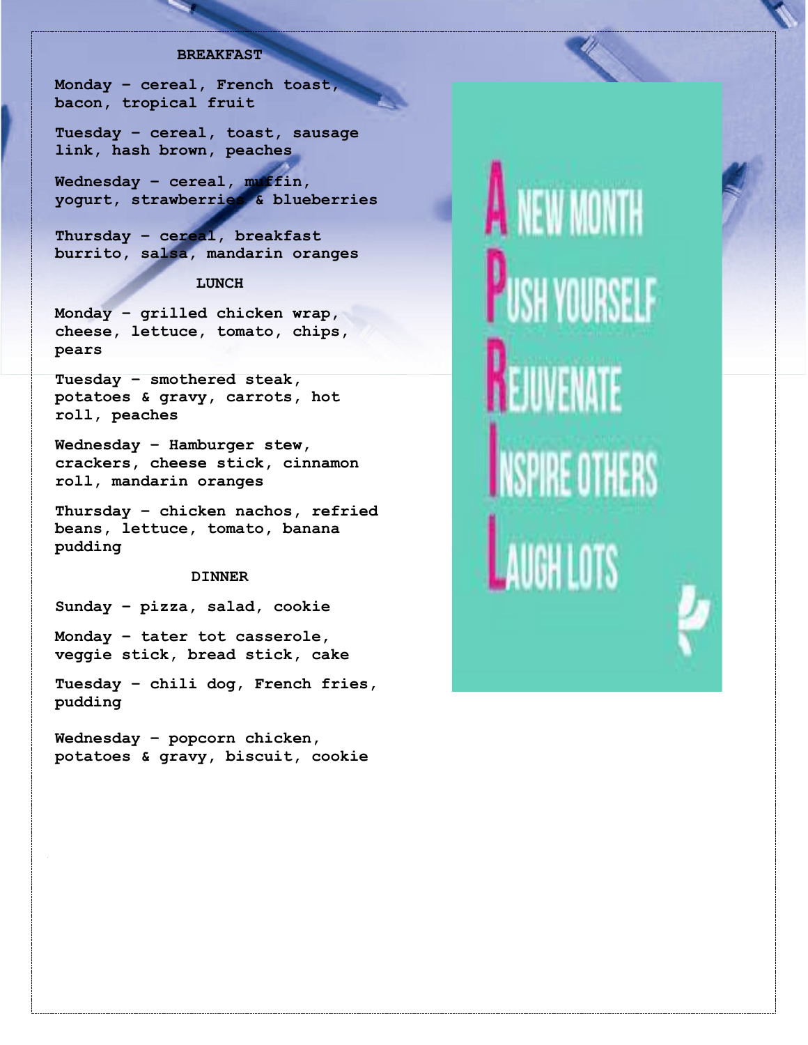## BREAKFAST

Monday – cereal, French toast, bacon, tropical fruit

Tuesday – cereal, toast, sausage link, hash brown, peaches

Wednesday – cereal, muffin, yogurt, strawberries & blueberries

Thursday – cereal, breakfast burrito, salsa, mandarin oranges

## LUNCH

Monday – grilled chicken wrap, cheese, lettuce, tomato, chips, pears

Tuesday – smothered steak, potatoes & gravy, carrots, hot roll, peaches

Wednesday – Hamburger stew, crackers, cheese stick, cinnamon roll, mandarin oranges

Thursday – chicken nachos, refried beans, lettuce, tomato, banana pudding

## DINNER

Sunday – pizza, salad, cookie

Monday – tater tot casserole, veggie stick, bread stick, cake

Tuesday – chili dog, French fries, pudding

Wednesday – popcorn chicken, potatoes & gravy, biscuit, cookie

**A** NEW MONTH

**P**USH YOURSELF

**R**EJUVENATE

**I**NSPIRE OTHERS

**L**AUGH LOTS